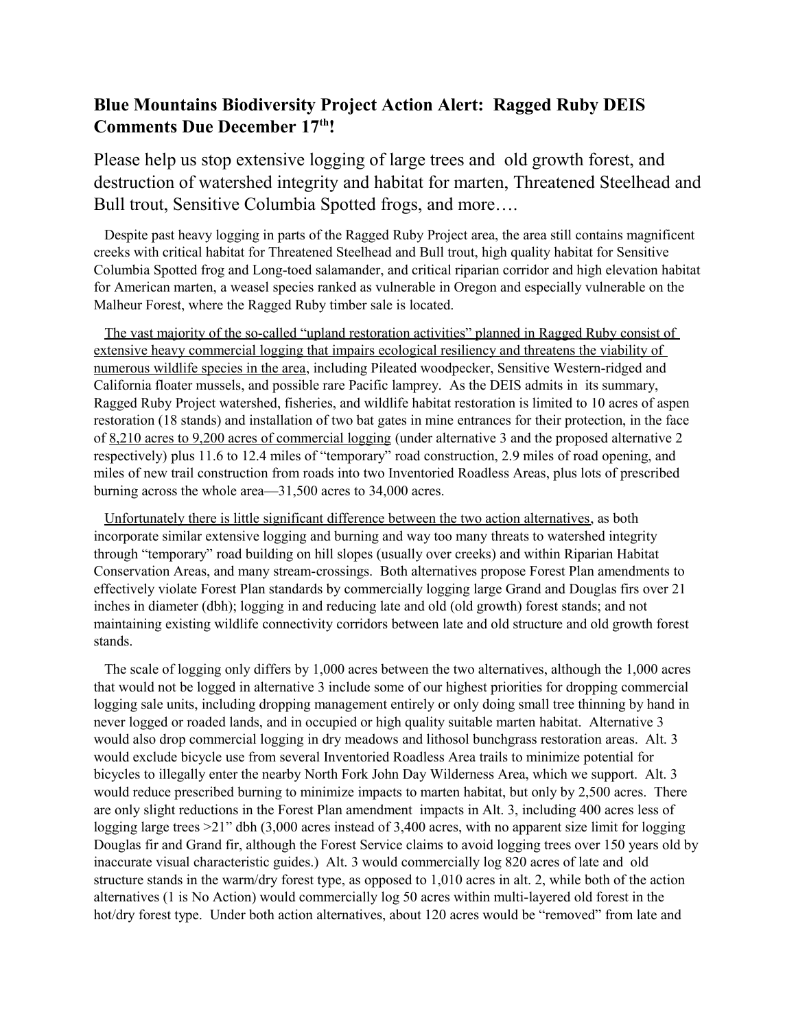## Blue Mountains Biodiversity Project Action Alert: Ragged Ruby DEIS Comments Due December 17th!

Please help us stop extensive logging of large trees and old growth forest, and destruction of watershed integrity and habitat for marten, Threatened Steelhead and Bull trout, Sensitive Columbia Spotted frogs, and more….

Despite past heavy logging in parts of the Ragged Ruby Project area, the area still contains magnificent creeks with critical habitat for Threatened Steelhead and Bull trout, high quality habitat for Sensitive Columbia Spotted frog and Long-toed salamander, and critical riparian corridor and high elevation habitat for American marten, a weasel species ranked as vulnerable in Oregon and especially vulnerable on the Malheur Forest, where the Ragged Ruby timber sale is located.

<u>The vast majority of the so-called "upland restoration activities" planned in Ragged Ruby consist of extensive heavy commercial logging that impairs ecological resiliency and threatens the viability of numerous wildlife species in the area</u>, including Pileated woodpecker, Sensitive Western-ridged and California floater mussels, and possible rare Pacific lamprey. As the DEIS admits in its summary, Ragged Ruby Project watershed, fisheries, and wildlife habitat restoration is limited to 10 acres of aspen restoration (18 stands) and installation of two bat gates in mine entrances for their protection, in the face of <u>8,210 acres to 9,200 acres of commercial logging</u> (under alternative 3 and the proposed alternative 2 respectively) plus 11.6 to 12.4 miles of "temporary" road construction, 2.9 miles of road opening, and miles of new trail construction from roads into two Inventoried Roadless Areas, plus lots of prescribed burning across the whole area—31,500 acres to 34,000 acres.

<u>Unfortunately there is little significant difference between the two action alternatives</u>, as both incorporate similar extensive logging and burning and way too many threats to watershed integrity through "temporary" road building on hill slopes (usually over creeks) and within Riparian Habitat Conservation Areas, and many stream-crossings. Both alternatives propose Forest Plan amendments to effectively violate Forest Plan standards by commercially logging large Grand and Douglas firs over 21 inches in diameter (dbh); logging in and reducing late and old (old growth) forest stands; and not maintaining existing wildlife connectivity corridors between late and old structure and old growth forest stands.

The scale of logging only differs by 1,000 acres between the two alternatives, although the 1,000 acres that would not be logged in alternative 3 include some of our highest priorities for dropping commercial logging sale units, including dropping management entirely or only doing small tree thinning by hand in never logged or roaded lands, and in occupied or high quality suitable marten habitat. Alternative 3 would also drop commercial logging in dry meadows and lithosol bunchgrass restoration areas. Alt. 3 would exclude bicycle use from several Inventoried Roadless Area trails to minimize potential for bicycles to illegally enter the nearby North Fork John Day Wilderness Area, which we support. Alt. 3 would reduce prescribed burning to minimize impacts to marten habitat, but only by 2,500 acres. There are only slight reductions in the Forest Plan amendment impacts in Alt. 3, including 400 acres less of logging large trees >21" dbh (3,000 acres instead of 3,400 acres, with no apparent size limit for logging Douglas fir and Grand fir, although the Forest Service claims to avoid logging trees over 150 years old by inaccurate visual characteristic guides.) Alt. 3 would commercially log 820 acres of late and old structure stands in the warm/dry forest type, as opposed to 1,010 acres in alt. 2, while both of the action alternatives (1 is No Action) would commercially log 50 acres within multi-layered old forest in the hot/dry forest type. Under both action alternatives, about 120 acres would be "removed" from late and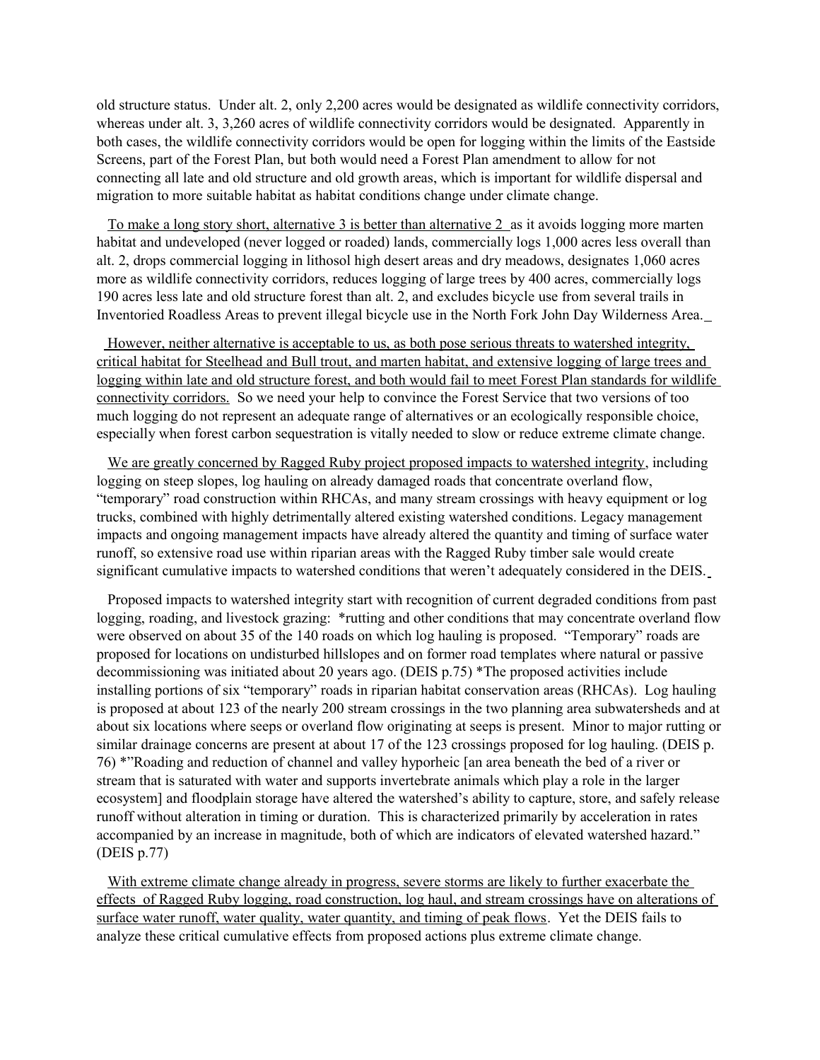old structure status. Under alt. 2, only 2,200 acres would be designated as wildlife connectivity corridors, whereas under alt. 3, 3,260 acres of wildlife connectivity corridors would be designated. Apparently in both cases, the wildlife connectivity corridors would be open for logging within the limits of the Eastside Screens, part of the Forest Plan, but both would need a Forest Plan amendment to allow for not connecting all late and old structure and old growth areas, which is important for wildlife dispersal and migration to more suitable habitat as habitat conditions change under climate change.

<u>To make a long story short, alternative 3 is better than alternative 2</u> as it avoids logging more marten habitat and undeveloped (never logged or roaded) lands, commercially logs 1,000 acres less overall than alt. 2, drops commercial logging in lithosol high desert areas and dry meadows, designates 1,060 acres more as wildlife connectivity corridors, reduces logging of large trees by 400 acres, commercially logs 190 acres less late and old structure forest than alt. 2, and excludes bicycle use from several trails in Inventoried Roadless Areas to prevent illegal bicycle use in the North Fork John Day Wilderness Area.

<u>However, neither alternative is acceptable to us, as both pose serious threats to watershed integrity, critical habitat for Steelhead and Bull trout, and marten habitat, and extensive logging of large trees and logging within late and old structure forest, and both would fail to meet Forest Plan standards for wildlife connectivity corridors.</u> So we need your help to convince the Forest Service that two versions of too much logging do not represent an adequate range of alternatives or an ecologically responsible choice, especially when forest carbon sequestration is vitally needed to slow or reduce extreme climate change.

<u>We are greatly concerned by Ragged Ruby project proposed impacts to watershed integrity</u>, including logging on steep slopes, log hauling on already damaged roads that concentrate overland flow, "temporary" road construction within RHCAs, and many stream crossings with heavy equipment or log trucks, combined with highly detrimentally altered existing watershed conditions. Legacy management impacts and ongoing management impacts have already altered the quantity and timing of surface water runoff, so extensive road use within riparian areas with the Ragged Ruby timber sale would create significant cumulative impacts to watershed conditions that weren't adequately considered in the DEIS.

Proposed impacts to watershed integrity start with recognition of current degraded conditions from past logging, roading, and livestock grazing: *rutting and other conditions that may concentrate overland flow were observed on about 35 of the 140 roads on which log hauling is proposed. "Temporary" roads are proposed for locations on undisturbed hillslopes and on former road templates where natural or passive decommissioning was initiated about 20 years ago. (DEIS p.75) *The proposed activities include installing portions of six "temporary" roads in riparian habitat conservation areas (RHCAs). Log hauling is proposed at about 123 of the nearly 200 stream crossings in the two planning area subwatersheds and at about six locations where seeps or overland flow originating at seeps is present. Minor to major rutting or similar drainage concerns are present at about 17 of the 123 crossings proposed for log hauling. (DEIS p. 76) *"Roading and reduction of channel and valley hyporheic [an area beneath the bed of a river or stream that is saturated with water and supports invertebrate animals which play a role in the larger ecosystem] and floodplain storage have altered the watershed's ability to capture, store, and safely release runoff without alteration in timing or duration. This is characterized primarily by acceleration in rates accompanied by an increase in magnitude, both of which are indicators of elevated watershed hazard." (DEIS p.77)

<u>With extreme climate change already in progress, severe storms are likely to further exacerbate the effects of Ragged Ruby logging, road construction, log haul, and stream crossings have on alterations of surface water runoff, water quality, water quantity, and timing of peak flows</u>. Yet the DEIS fails to analyze these critical cumulative effects from proposed actions plus extreme climate change.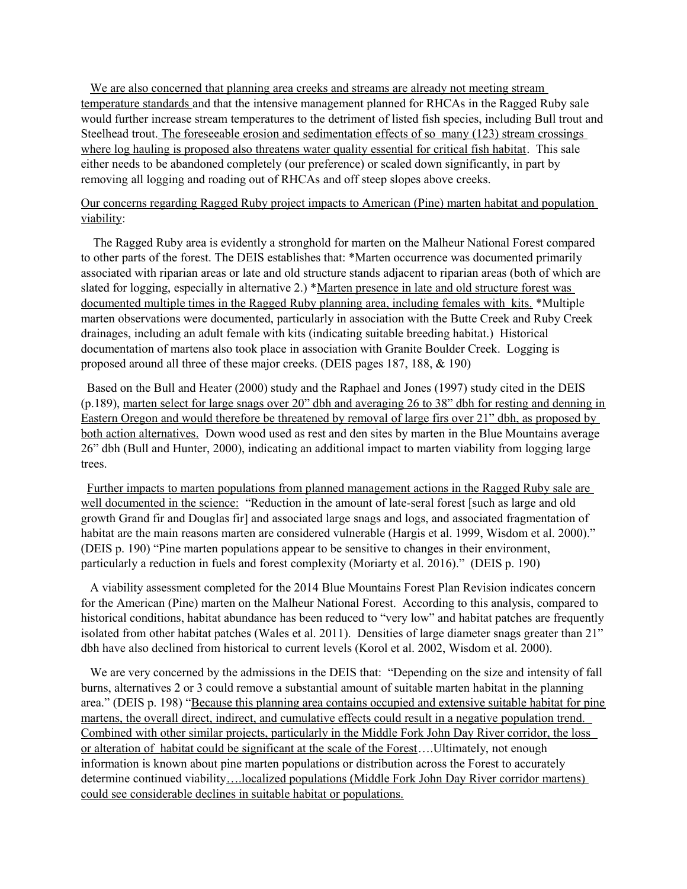We are also concerned that planning area creeks and streams are already not meeting stream temperature standards and that the intensive management planned for RHCAs in the Ragged Ruby sale would further increase stream temperatures to the detriment of listed fish species, including Bull trout and Steelhead trout. The foreseeable erosion and sedimentation effects of so many (123) stream crossings where log hauling is proposed also threatens water quality essential for critical fish habitat. This sale either needs to be abandoned completely (our preference) or scaled down significantly, in part by removing all logging and roading out of RHCAs and off steep slopes above creeks.

Our concerns regarding Ragged Ruby project impacts to American (Pine) marten habitat and population viability:

The Ragged Ruby area is evidently a stronghold for marten on the Malheur National Forest compared to other parts of the forest. The DEIS establishes that: *Marten occurrence was documented primarily associated with riparian areas or late and old structure stands adjacent to riparian areas (both of which are slated for logging, especially in alternative 2.) *Marten presence in late and old structure forest was documented multiple times in the Ragged Ruby planning area, including females with kits. *Multiple marten observations were documented, particularly in association with the Butte Creek and Ruby Creek drainages, including an adult female with kits (indicating suitable breeding habitat.) Historical documentation of martens also took place in association with Granite Boulder Creek. Logging is proposed around all three of these major creeks. (DEIS pages 187, 188, & 190)

Based on the Bull and Heater (2000) study and the Raphael and Jones (1997) study cited in the DEIS (p.189), marten select for large snags over 20" dbh and averaging 26 to 38" dbh for resting and denning in Eastern Oregon and would therefore be threatened by removal of large firs over 21" dbh, as proposed by both action alternatives. Down wood used as rest and den sites by marten in the Blue Mountains average 26" dbh (Bull and Hunter, 2000), indicating an additional impact to marten viability from logging large trees.

Further impacts to marten populations from planned management actions in the Ragged Ruby sale are well documented in the science: "Reduction in the amount of late-seral forest [such as large and old growth Grand fir and Douglas fir] and associated large snags and logs, and associated fragmentation of habitat are the main reasons marten are considered vulnerable (Hargis et al. 1999, Wisdom et al. 2000)." (DEIS p. 190) "Pine marten populations appear to be sensitive to changes in their environment, particularly a reduction in fuels and forest complexity (Moriarty et al. 2016)." (DEIS p. 190)

A viability assessment completed for the 2014 Blue Mountains Forest Plan Revision indicates concern for the American (Pine) marten on the Malheur National Forest. According to this analysis, compared to historical conditions, habitat abundance has been reduced to "very low" and habitat patches are frequently isolated from other habitat patches (Wales et al. 2011). Densities of large diameter snags greater than 21" dbh have also declined from historical to current levels (Korol et al. 2002, Wisdom et al. 2000).

We are very concerned by the admissions in the DEIS that: "Depending on the size and intensity of fall burns, alternatives 2 or 3 could remove a substantial amount of suitable marten habitat in the planning area." (DEIS p. 198) "Because this planning area contains occupied and extensive suitable habitat for pine martens, the overall direct, indirect, and cumulative effects could result in a negative population trend. Combined with other similar projects, particularly in the Middle Fork John Day River corridor, the loss or alteration of habitat could be significant at the scale of the Forest….Ultimately, not enough information is known about pine marten populations or distribution across the Forest to accurately determine continued viability….localized populations (Middle Fork John Day River corridor martens) could see considerable declines in suitable habitat or populations.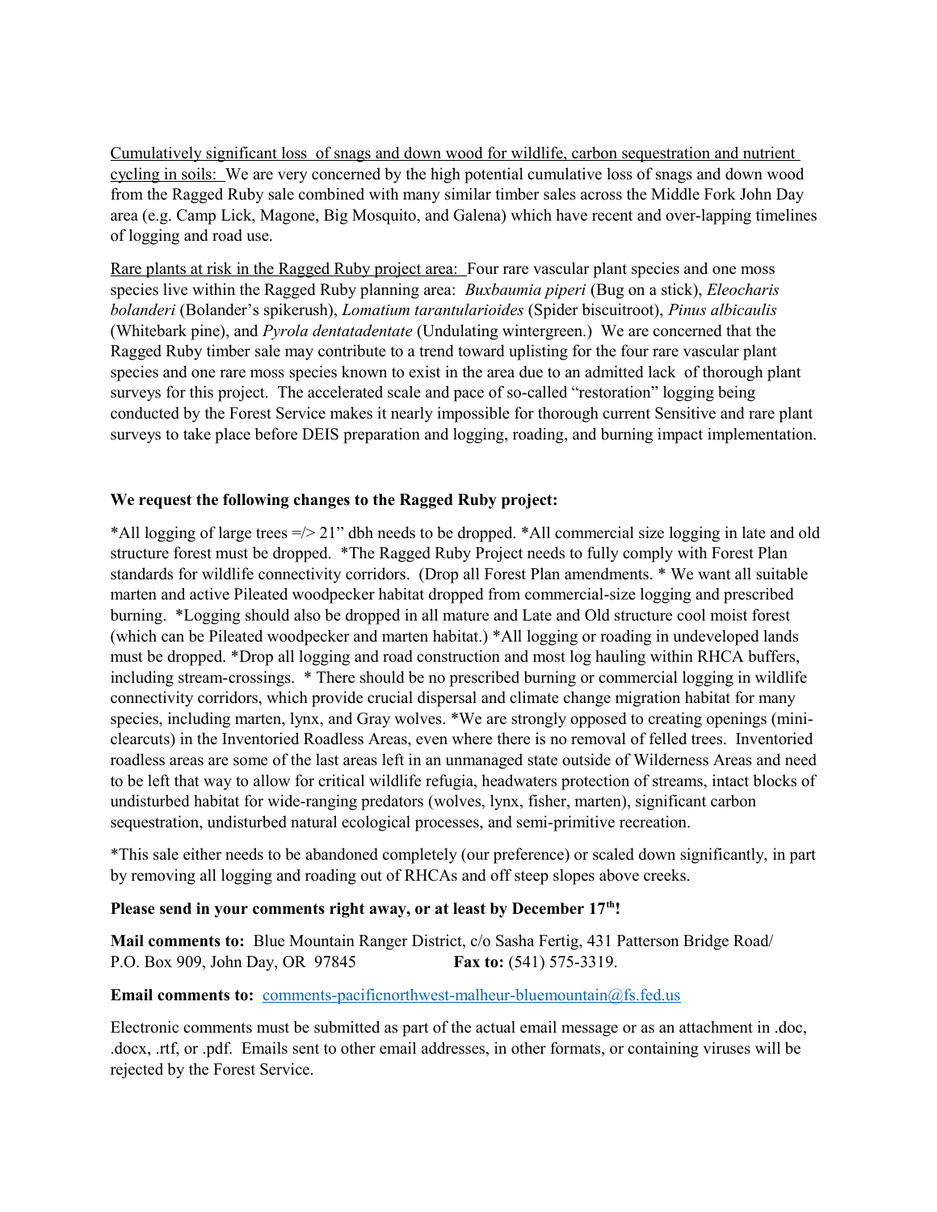Cumulatively significant loss of snags and down wood for wildlife, carbon sequestration and nutrient cycling in soils: We are very concerned by the high potential cumulative loss of snags and down wood from the Ragged Ruby sale combined with many similar timber sales across the Middle Fork John Day area (e.g. Camp Lick, Magone, Big Mosquito, and Galena) which have recent and over-lapping timelines of logging and road use.

Rare plants at risk in the Ragged Ruby project area: Four rare vascular plant species and one moss species live within the Ragged Ruby planning area: *Buxbaumia piperi* (Bug on a stick), *Eleocharis bolanderi* (Bolander's spikerush), *Lomatium tarantularioides* (Spider biscuitroot), *Pinus albicaulis* (Whitebark pine), and *Pyrola dentatadentate* (Undulating wintergreen.) We are concerned that the Ragged Ruby timber sale may contribute to a trend toward uplisting for the four rare vascular plant species and one rare moss species known to exist in the area due to an admitted lack of thorough plant surveys for this project. The accelerated scale and pace of so-called "restoration" logging being conducted by the Forest Service makes it nearly impossible for thorough current Sensitive and rare plant surveys to take place before DEIS preparation and logging, roading, and burning impact implementation.

**We request the following changes to the Ragged Ruby project:**

*All logging of large trees =/> 21" dbh needs to be dropped. *All commercial size logging in late and old structure forest must be dropped. *The Ragged Ruby Project needs to fully comply with Forest Plan standards for wildlife connectivity corridors. (Drop all Forest Plan amendments. * We want all suitable marten and active Pileated woodpecker habitat dropped from commercial-size logging and prescribed burning. *Logging should also be dropped in all mature and Late and Old structure cool moist forest (which can be Pileated woodpecker and marten habitat.) *All logging or roading in undeveloped lands must be dropped. *Drop all logging and road construction and most log hauling within RHCA buffers, including stream-crossings. * There should be no prescribed burning or commercial logging in wildlife connectivity corridors, which provide crucial dispersal and climate change migration habitat for many species, including marten, lynx, and Gray wolves. *We are strongly opposed to creating openings (mini-clearcuts) in the Inventoried Roadless Areas, even where there is no removal of felled trees. Inventoried roadless areas are some of the last areas left in an unmanaged state outside of Wilderness Areas and need to be left that way to allow for critical wildlife refugia, headwaters protection of streams, intact blocks of undisturbed habitat for wide-ranging predators (wolves, lynx, fisher, marten), significant carbon sequestration, undisturbed natural ecological processes, and semi-primitive recreation.

*This sale either needs to be abandoned completely (our preference) or scaled down significantly, in part by removing all logging and roading out of RHCAs and off steep slopes above creeks.

**Please send in your comments right away, or at least by December 17th!**

**Mail comments to:** Blue Mountain Ranger District, c/o Sasha Fertig, 431 Patterson Bridge Road/ P.O. Box 909, John Day, OR 97845 **Fax to:** (541) 575-3319.

**Email comments to:** comments-pacificnorthwest-malheur-bluemountain@fs.fed.us

Electronic comments must be submitted as part of the actual email message or as an attachment in .doc, .docx, .rtf, or .pdf. Emails sent to other email addresses, in other formats, or containing viruses will be rejected by the Forest Service.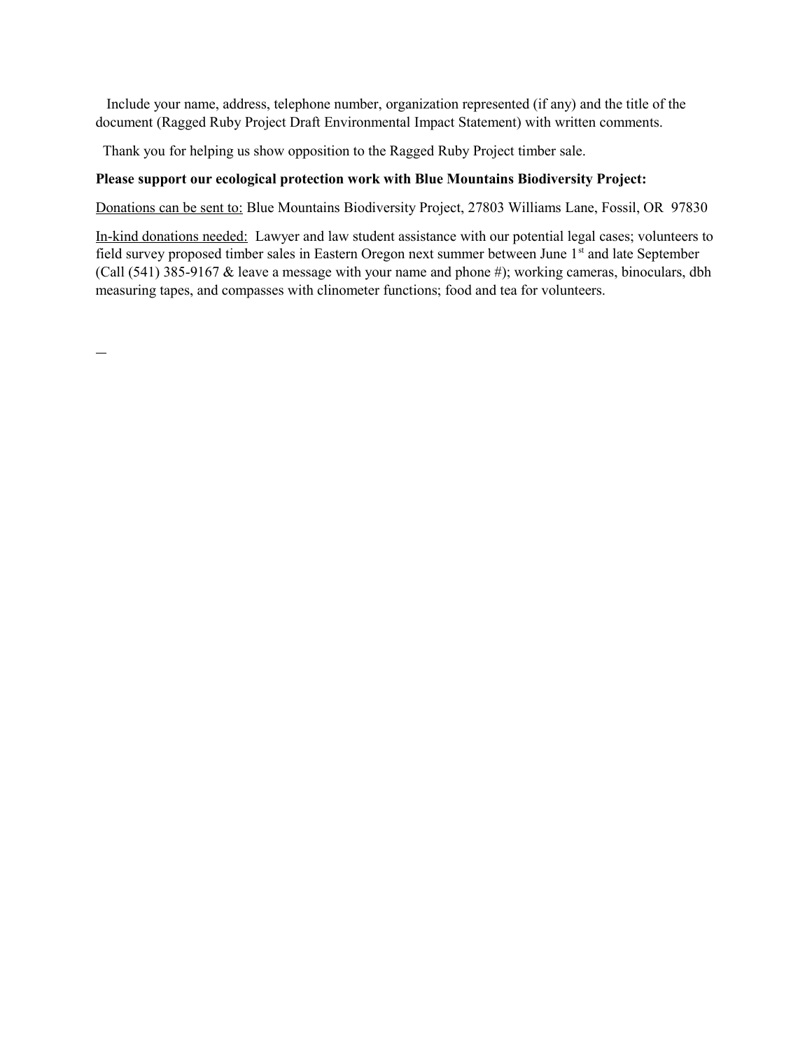Include your name, address, telephone number, organization represented (if any) and the title of the document (Ragged Ruby Project Draft Environmental Impact Statement) with written comments.

Thank you for helping us show opposition to the Ragged Ruby Project timber sale.

**Please support our ecological protection work with Blue Mountains Biodiversity Project:**

Donations can be sent to: Blue Mountains Biodiversity Project, 27803 Williams Lane, Fossil, OR 97830

In-kind donations needed: Lawyer and law student assistance with our potential legal cases; volunteers to field survey proposed timber sales in Eastern Oregon next summer between June 1st and late September (Call (541) 385-9167 & leave a message with your name and phone #); working cameras, binoculars, dbh measuring tapes, and compasses with clinometer functions; food and tea for volunteers.